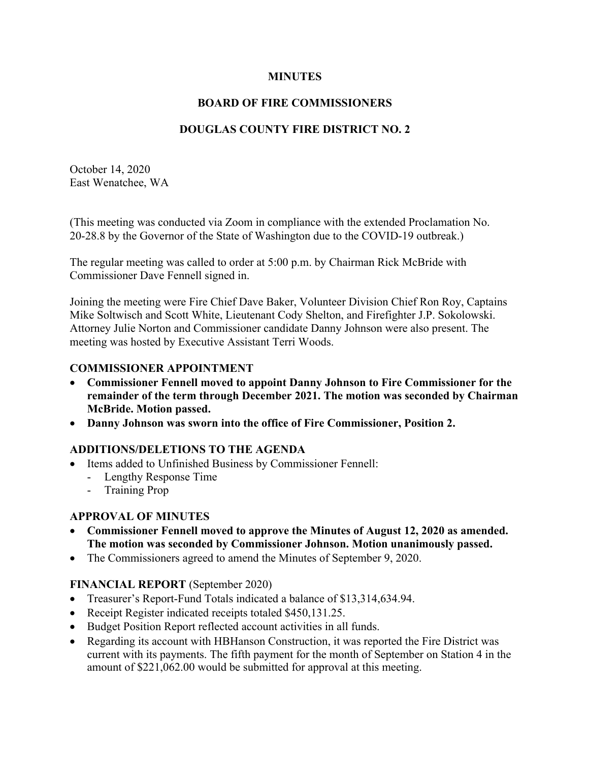# MINUTES

## BOARD OF FIRE COMMISSIONERS

## DOUGLAS COUNTY FIRE DISTRICT NO. 2

October 14, 2020
East Wenatchee, WA

(This meeting was conducted via Zoom in compliance with the extended Proclamation No. 20-28.8 by the Governor of the State of Washington due to the COVID-19 outbreak.)

The regular meeting was called to order at 5:00 p.m. by Chairman Rick McBride with Commissioner Dave Fennell signed in.

Joining the meeting were Fire Chief Dave Baker, Volunteer Division Chief Ron Roy, Captains Mike Soltwisch and Scott White, Lieutenant Cody Shelton, and Firefighter J.P. Sokolowski. Attorney Julie Norton and Commissioner candidate Danny Johnson were also present. The meeting was hosted by Executive Assistant Terri Woods.

### COMMISSIONER APPOINTMENT

- **Commissioner Fennell moved to appoint Danny Johnson to Fire Commissioner for the remainder of the term through December 2021. The motion was seconded by Chairman McBride. Motion passed.**
- **Danny Johnson was sworn into the office of Fire Commissioner, Position 2.**

### ADDITIONS/DELETIONS TO THE AGENDA

- Items added to Unfinished Business by Commissioner Fennell:
  - Lengthy Response Time
  - Training Prop

### APPROVAL OF MINUTES

- **Commissioner Fennell moved to approve the Minutes of August 12, 2020 as amended. The motion was seconded by Commissioner Johnson. Motion unanimously passed.**
- The Commissioners agreed to amend the Minutes of September 9, 2020.

### FINANCIAL REPORT (September 2020)

- Treasurer's Report-Fund Totals indicated a balance of $13,314,634.94.
- Receipt Register indicated receipts totaled $450,131.25.
- Budget Position Report reflected account activities in all funds.
- Regarding its account with HBHanson Construction, it was reported the Fire District was current with its payments. The fifth payment for the month of September on Station 4 in the amount of $221,062.00 would be submitted for approval at this meeting.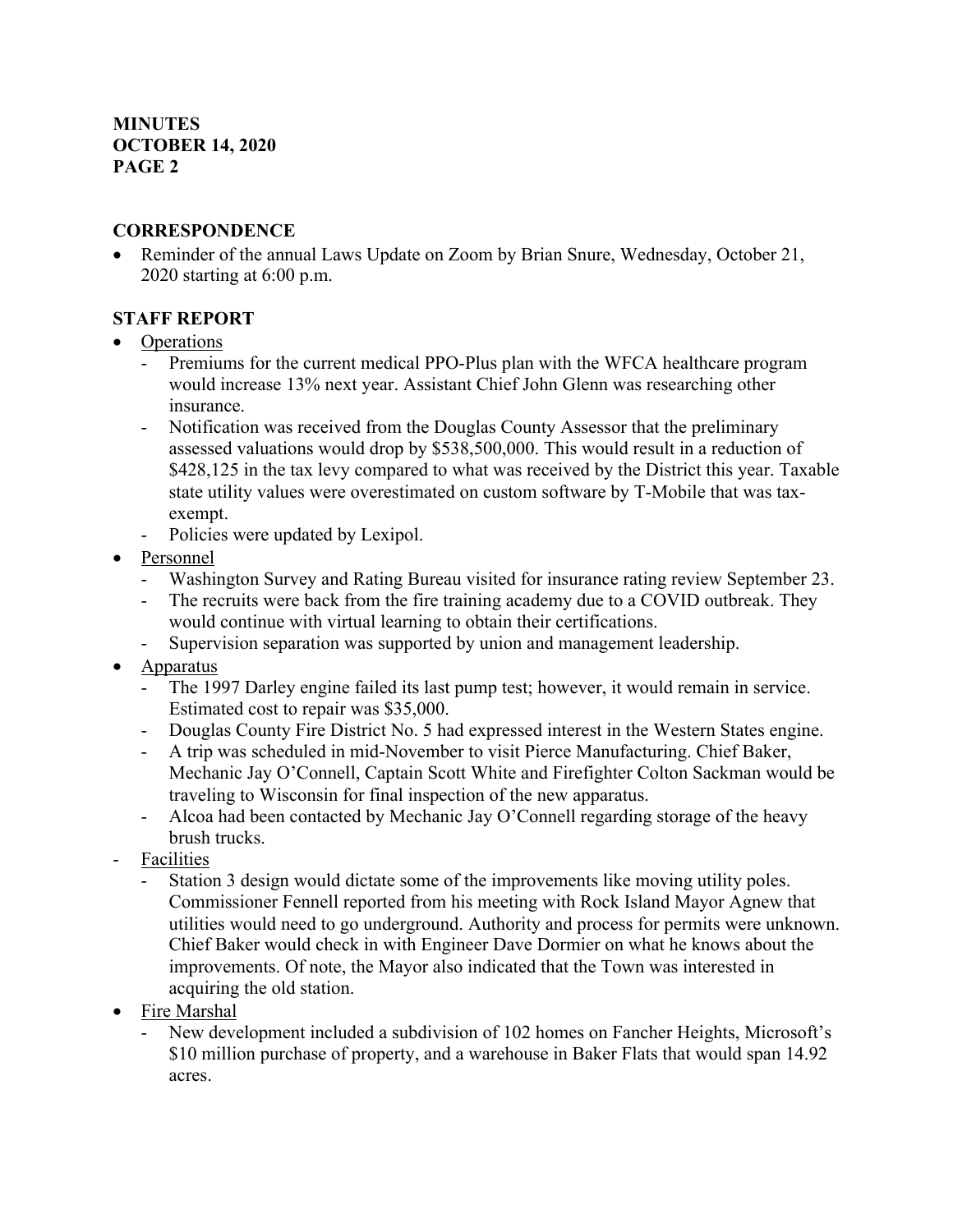**MINUTES**
**OCTOBER 14, 2020**
**PAGE 2**

## CORRESPONDENCE

- Reminder of the annual Laws Update on Zoom by Brian Snure, Wednesday, October 21, 2020 starting at 6:00 p.m.

## STAFF REPORT

- Operations
  - Premiums for the current medical PPO-Plus plan with the WFCA healthcare program would increase 13% next year. Assistant Chief John Glenn was researching other insurance.
  - Notification was received from the Douglas County Assessor that the preliminary assessed valuations would drop by $538,500,000. This would result in a reduction of $428,125 in the tax levy compared to what was received by the District this year. Taxable state utility values were overestimated on custom software by T-Mobile that was tax-exempt.
  - Policies were updated by Lexipol.
- Personnel
  - Washington Survey and Rating Bureau visited for insurance rating review September 23.
  - The recruits were back from the fire training academy due to a COVID outbreak. They would continue with virtual learning to obtain their certifications.
  - Supervision separation was supported by union and management leadership.
- Apparatus
  - The 1997 Darley engine failed its last pump test; however, it would remain in service. Estimated cost to repair was $35,000.
  - Douglas County Fire District No. 5 had expressed interest in the Western States engine.
  - A trip was scheduled in mid-November to visit Pierce Manufacturing. Chief Baker, Mechanic Jay O'Connell, Captain Scott White and Firefighter Colton Sackman would be traveling to Wisconsin for final inspection of the new apparatus.
  - Alcoa had been contacted by Mechanic Jay O'Connell regarding storage of the heavy brush trucks.
- Facilities
  - Station 3 design would dictate some of the improvements like moving utility poles. Commissioner Fennell reported from his meeting with Rock Island Mayor Agnew that utilities would need to go underground. Authority and process for permits were unknown. Chief Baker would check in with Engineer Dave Dormier on what he knows about the improvements. Of note, the Mayor also indicated that the Town was interested in acquiring the old station.
- Fire Marshal
  - New development included a subdivision of 102 homes on Fancher Heights, Microsoft's $10 million purchase of property, and a warehouse in Baker Flats that would span 14.92 acres.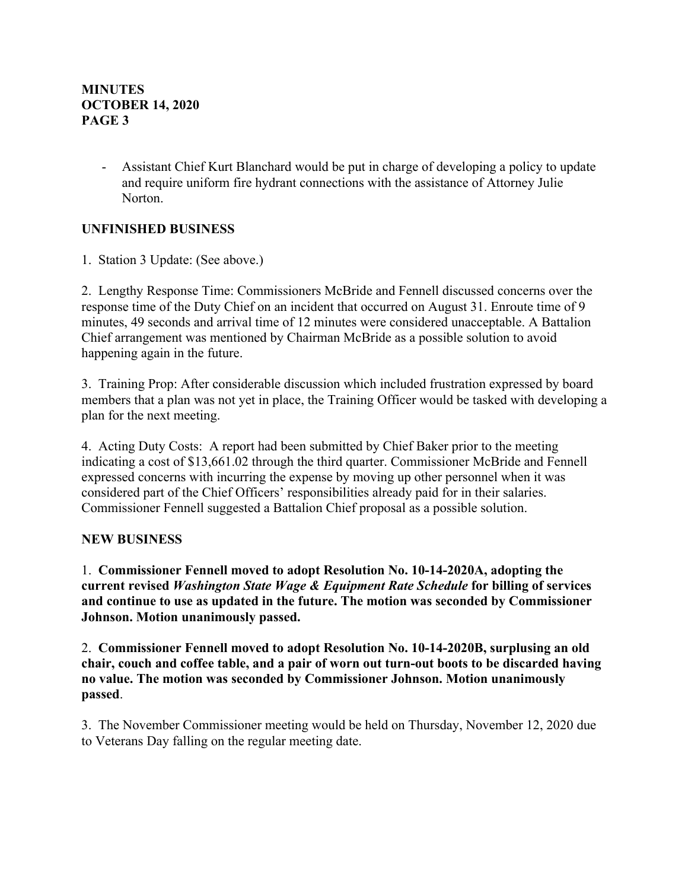- Assistant Chief Kurt Blanchard would be put in charge of developing a policy to update and require uniform fire hydrant connections with the assistance of Attorney Julie Norton.

**UNFINISHED BUSINESS**

1. Station 3 Update: (See above.)

2. Lengthy Response Time: Commissioners McBride and Fennell discussed concerns over the response time of the Duty Chief on an incident that occurred on August 31. Enroute time of 9 minutes, 49 seconds and arrival time of 12 minutes were considered unacceptable. A Battalion Chief arrangement was mentioned by Chairman McBride as a possible solution to avoid happening again in the future.

3. Training Prop: After considerable discussion which included frustration expressed by board members that a plan was not yet in place, the Training Officer would be tasked with developing a plan for the next meeting.

4. Acting Duty Costs: A report had been submitted by Chief Baker prior to the meeting indicating a cost of $13,661.02 through the third quarter. Commissioner McBride and Fennell expressed concerns with incurring the expense by moving up other personnel when it was considered part of the Chief Officers' responsibilities already paid for in their salaries. Commissioner Fennell suggested a Battalion Chief proposal as a possible solution.

**NEW BUSINESS**

1. **Commissioner Fennell moved to adopt Resolution No. 10-14-2020A, adopting the current revised *Washington State Wage & Equipment Rate Schedule* for billing of services and continue to use as updated in the future. The motion was seconded by Commissioner Johnson. Motion unanimously passed.**

2. **Commissioner Fennell moved to adopt Resolution No. 10-14-2020B, surplusing an old chair, couch and coffee table, and a pair of worn out turn-out boots to be discarded having no value. The motion was seconded by Commissioner Johnson. Motion unanimously passed**.

3. The November Commissioner meeting would be held on Thursday, November 12, 2020 due to Veterans Day falling on the regular meeting date.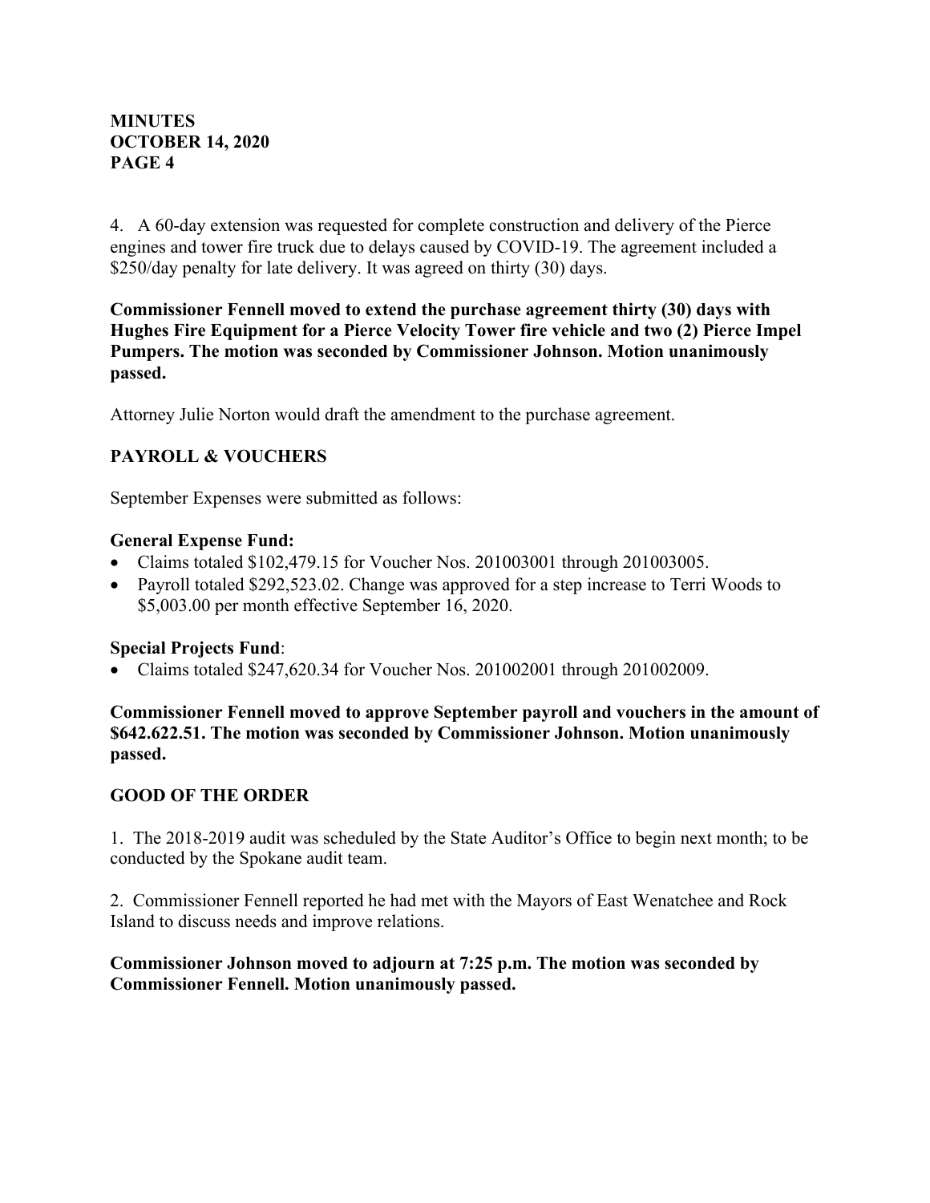4. A 60-day extension was requested for complete construction and delivery of the Pierce engines and tower fire truck due to delays caused by COVID-19. The agreement included a $250/day penalty for late delivery. It was agreed on thirty (30) days.

**Commissioner Fennell moved to extend the purchase agreement thirty (30) days with Hughes Fire Equipment for a Pierce Velocity Tower fire vehicle and two (2) Pierce Impel Pumpers. The motion was seconded by Commissioner Johnson. Motion unanimously passed.**

Attorney Julie Norton would draft the amendment to the purchase agreement.

## PAYROLL & VOUCHERS

September Expenses were submitted as follows:

**General Expense Fund:**

- Claims totaled $102,479.15 for Voucher Nos. 201003001 through 201003005.
- Payroll totaled $292,523.02. Change was approved for a step increase to Terri Woods to $5,003.00 per month effective September 16, 2020.

**Special Projects Fund**:

- Claims totaled $247,620.34 for Voucher Nos. 201002001 through 201002009.

**Commissioner Fennell moved to approve September payroll and vouchers in the amount of $642.622.51. The motion was seconded by Commissioner Johnson. Motion unanimously passed.**

## GOOD OF THE ORDER

1. The 2018-2019 audit was scheduled by the State Auditor's Office to begin next month; to be conducted by the Spokane audit team.

2. Commissioner Fennell reported he had met with the Mayors of East Wenatchee and Rock Island to discuss needs and improve relations.

**Commissioner Johnson moved to adjourn at 7:25 p.m. The motion was seconded by Commissioner Fennell. Motion unanimously passed.**